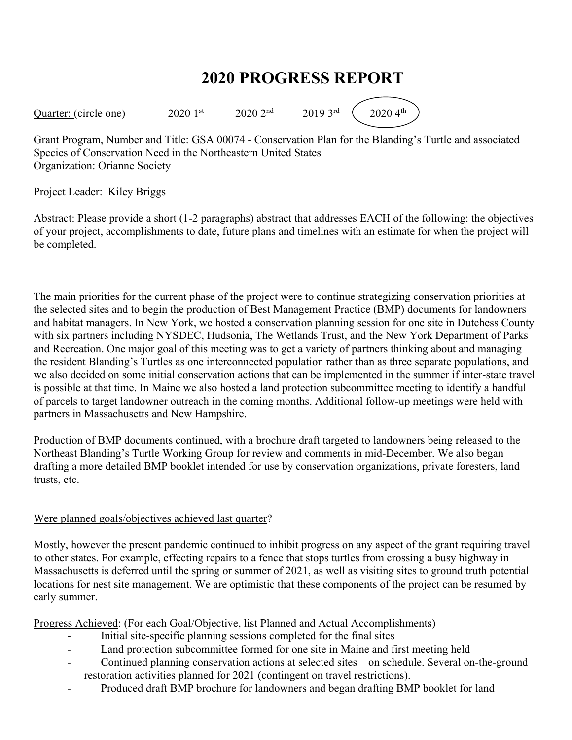# 2020 PROGRESS REPORT

Quarter: (circle one) 2020 1st 2020 2nd 2019 3rd **(2020 4th)**

Grant Program, Number and Title: GSA 00074 - Conservation Plan for the Blanding's Turtle and associated Species of Conservation Need in the Northeastern United States
Organization: Orianne Society

Project Leader: Kiley Briggs

Abstract: Please provide a short (1-2 paragraphs) abstract that addresses EACH of the following: the objectives of your project, accomplishments to date, future plans and timelines with an estimate for when the project will be completed.

The main priorities for the current phase of the project were to continue strategizing conservation priorities at the selected sites and to begin the production of Best Management Practice (BMP) documents for landowners and habitat managers. In New York, we hosted a conservation planning session for one site in Dutchess County with six partners including NYSDEC, Hudsonia, The Wetlands Trust, and the New York Department of Parks and Recreation. One major goal of this meeting was to get a variety of partners thinking about and managing the resident Blanding's Turtles as one interconnected population rather than as three separate populations, and we also decided on some initial conservation actions that can be implemented in the summer if inter-state travel is possible at that time. In Maine we also hosted a land protection subcommittee meeting to identify a handful of parcels to target landowner outreach in the coming months. Additional follow-up meetings were held with partners in Massachusetts and New Hampshire.

Production of BMP documents continued, with a brochure draft targeted to landowners being released to the Northeast Blanding's Turtle Working Group for review and comments in mid-December. We also began drafting a more detailed BMP booklet intended for use by conservation organizations, private foresters, land trusts, etc.

Were planned goals/objectives achieved last quarter?

Mostly, however the present pandemic continued to inhibit progress on any aspect of the grant requiring travel to other states. For example, effecting repairs to a fence that stops turtles from crossing a busy highway in Massachusetts is deferred until the spring or summer of 2021, as well as visiting sites to ground truth potential locations for nest site management. We are optimistic that these components of the project can be resumed by early summer.

Progress Achieved: (For each Goal/Objective, list Planned and Actual Accomplishments)

- Initial site-specific planning sessions completed for the final sites
- Land protection subcommittee formed for one site in Maine and first meeting held
- Continued planning conservation actions at selected sites – on schedule. Several on-the-ground restoration activities planned for 2021 (contingent on travel restrictions).
- Produced draft BMP brochure for landowners and began drafting BMP booklet for land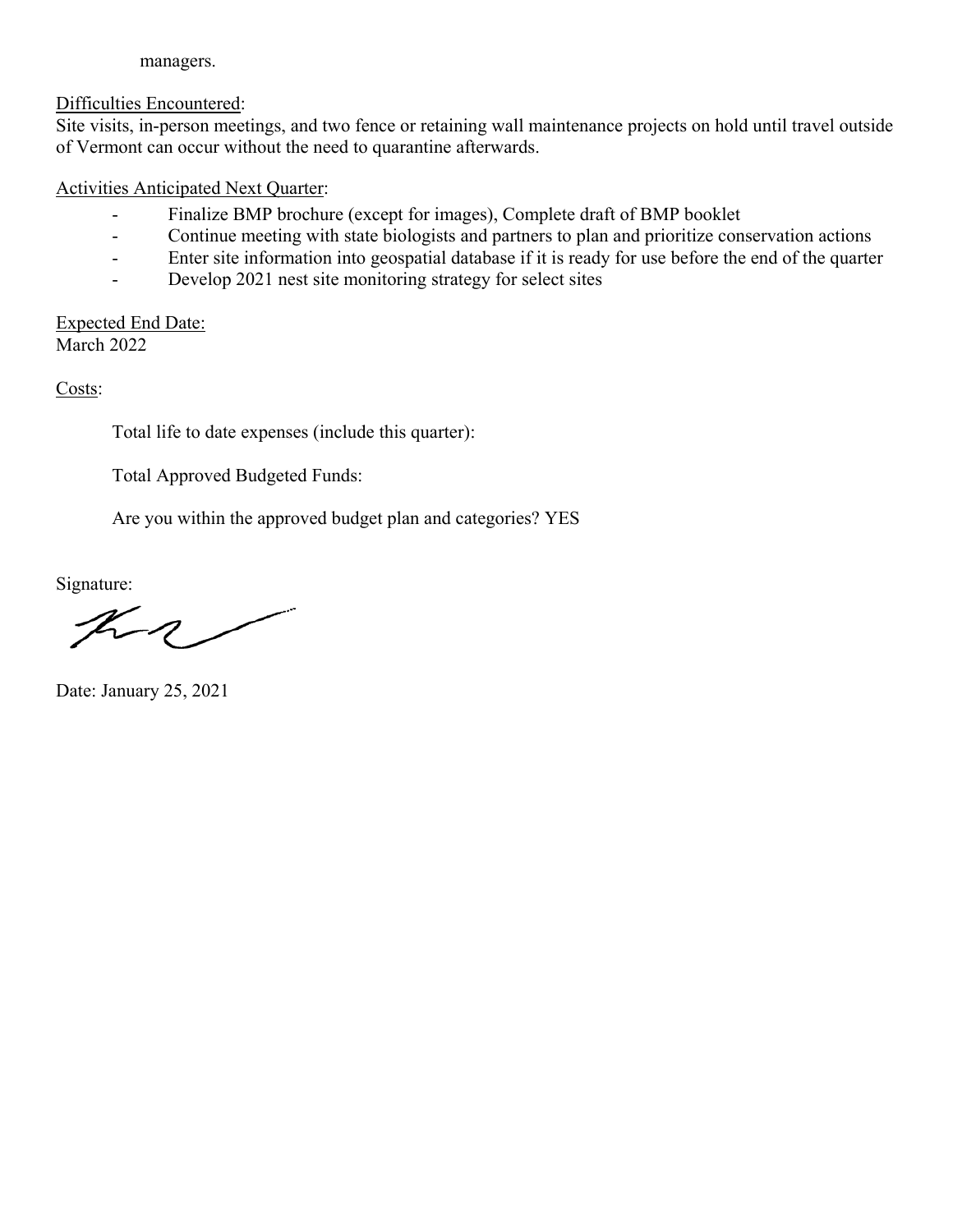managers.

Difficulties Encountered:
Site visits, in-person meetings, and two fence or retaining wall maintenance projects on hold until travel outside of Vermont can occur without the need to quarantine afterwards.

Activities Anticipated Next Quarter:

- Finalize BMP brochure (except for images), Complete draft of BMP booklet
- Continue meeting with state biologists and partners to plan and prioritize conservation actions
- Enter site information into geospatial database if it is ready for use before the end of the quarter
- Develop 2021 nest site monitoring strategy for select sites

Expected End Date:
March 2022

Costs:

Total life to date expenses (include this quarter):

Total Approved Budgeted Funds:

Are you within the approved budget plan and categories? YES

Signature:

Date: January 25, 2021